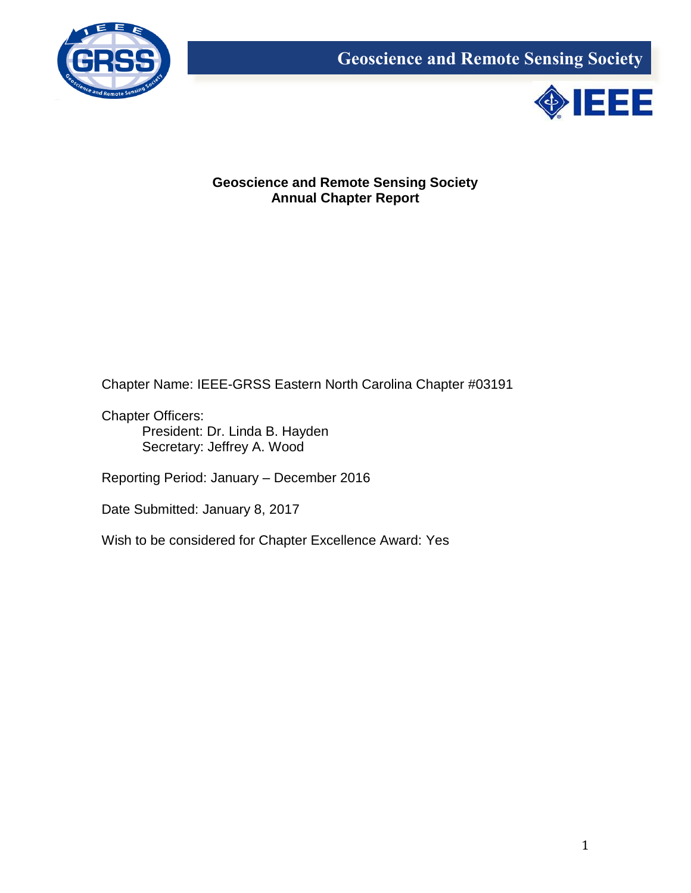Geoscience and Remote Sensing Society

# Geoscience and Remote Sensing Society
# Annual Chapter Report

Chapter Name: IEEE-GRSS Eastern North Carolina Chapter #03191

Chapter Officers:
- President: Dr. Linda B. Hayden
- Secretary: Jeffrey A. Wood

Reporting Period: January – December 2016

Date Submitted: January 8, 2017

Wish to be considered for Chapter Excellence Award: Yes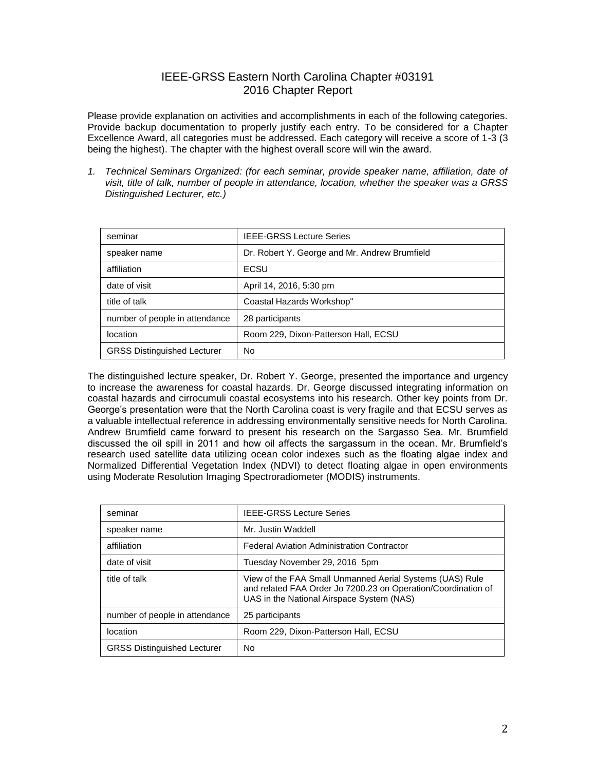# IEEE-GRSS Eastern North Carolina Chapter #03191
## 2016 Chapter Report

Please provide explanation on activities and accomplishments in each of the following categories. Provide backup documentation to properly justify each entry. To be considered for a Chapter Excellence Award, all categories must be addressed. Each category will receive a score of 1-3 (3 being the highest). The chapter with the highest overall score will win the award.

1. *Technical Seminars Organized: (for each seminar, provide speaker name, affiliation, date of visit, title of talk, number of people in attendance, location, whether the speaker was a GRSS Distinguished Lecturer, etc.)*

| seminar | IEEE-GRSS Lecture Series |
|---|---|
| speaker name | Dr. Robert Y. George and Mr. Andrew Brumfield |
| affiliation | ECSU |
| date of visit | April 14, 2016, 5:30 pm |
| title of talk | Coastal Hazards Workshop" |
| number of people in attendance | 28 participants |
| location | Room 229, Dixon-Patterson Hall, ECSU |
| GRSS Distinguished Lecturer | No |

The distinguished lecture speaker, Dr. Robert Y. George, presented the importance and urgency to increase the awareness for coastal hazards. Dr. George discussed integrating information on coastal hazards and cirrocumuli coastal ecosystems into his research. Other key points from Dr. George's presentation were that the North Carolina coast is very fragile and that ECSU serves as a valuable intellectual reference in addressing environmentally sensitive needs for North Carolina. Andrew Brumfield came forward to present his research on the Sargasso Sea. Mr. Brumfield discussed the oil spill in 2011 and how oil affects the sargassum in the ocean. Mr. Brumfield's research used satellite data utilizing ocean color indexes such as the floating algae index and Normalized Differential Vegetation Index (NDVI) to detect floating algae in open environments using Moderate Resolution Imaging Spectroradiometer (MODIS) instruments.

| seminar | IEEE-GRSS Lecture Series |
|---|---|
| speaker name | Mr. Justin Waddell |
| affiliation | Federal Aviation Administration Contractor |
| date of visit | Tuesday November 29, 2016 5pm |
| title of talk | View of the FAA Small Unmanned Aerial Systems (UAS) Rule and related FAA Order Jo 7200.23 on Operation/Coordination of UAS in the National Airspace System (NAS) |
| number of people in attendance | 25 participants |
| location | Room 229, Dixon-Patterson Hall, ECSU |
| GRSS Distinguished Lecturer | No |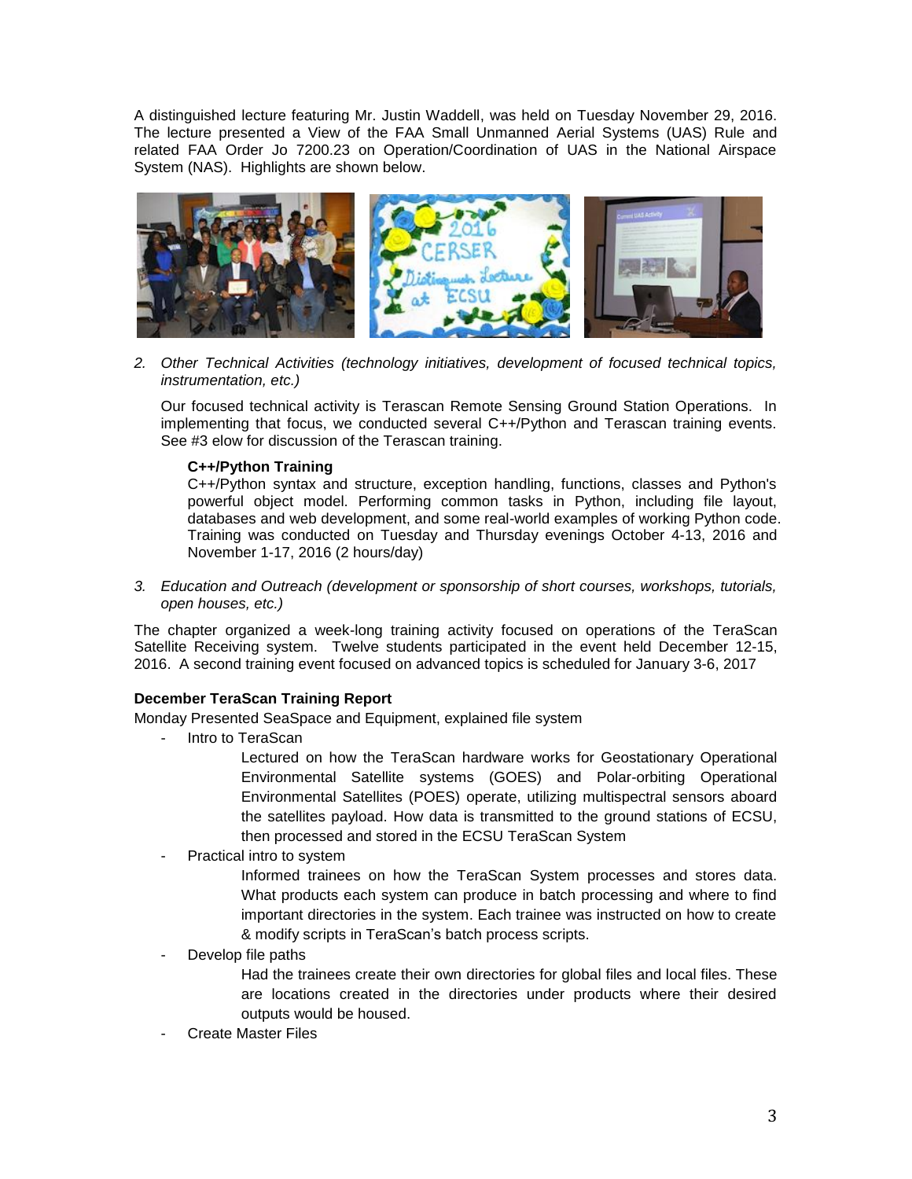A distinguished lecture featuring Mr. Justin Waddell, was held on Tuesday November 29, 2016. The lecture presented a View of the FAA Small Unmanned Aerial Systems (UAS) Rule and related FAA Order Jo 7200.23 on Operation/Coordination of UAS in the National Airspace System (NAS). Highlights are shown below.

2. *Other Technical Activities (technology initiatives, development of focused technical topics, instrumentation, etc.)*

   Our focused technical activity is Terascan Remote Sensing Ground Station Operations. In implementing that focus, we conducted several C++/Python and Terascan training events. See #3 elow for discussion of the Terascan training.

   **C++/Python Training**
   C++/Python syntax and structure, exception handling, functions, classes and Python's powerful object model. Performing common tasks in Python, including file layout, databases and web development, and some real-world examples of working Python code. Training was conducted on Tuesday and Thursday evenings October 4-13, 2016 and November 1-17, 2016 (2 hours/day)

3. *Education and Outreach (development or sponsorship of short courses, workshops, tutorials, open houses, etc.)*

The chapter organized a week-long training activity focused on operations of the TeraScan Satellite Receiving system. Twelve students participated in the event held December 12-15, 2016. A second training event focused on advanced topics is scheduled for January 3-6, 2017

**December TeraScan Training Report**

Monday Presented SeaSpace and Equipment, explained file system

- Intro to TeraScan

  Lectured on how the TeraScan hardware works for Geostationary Operational Environmental Satellite systems (GOES) and Polar-orbiting Operational Environmental Satellites (POES) operate, utilizing multispectral sensors aboard the satellites payload. How data is transmitted to the ground stations of ECSU, then processed and stored in the ECSU TeraScan System

- Practical intro to system

  Informed trainees on how the TeraScan System processes and stores data. What products each system can produce in batch processing and where to find important directories in the system. Each trainee was instructed on how to create & modify scripts in TeraScan's batch process scripts.

- Develop file paths

  Had the trainees create their own directories for global files and local files. These are locations created in the directories under products where their desired outputs would be housed.

- Create Master Files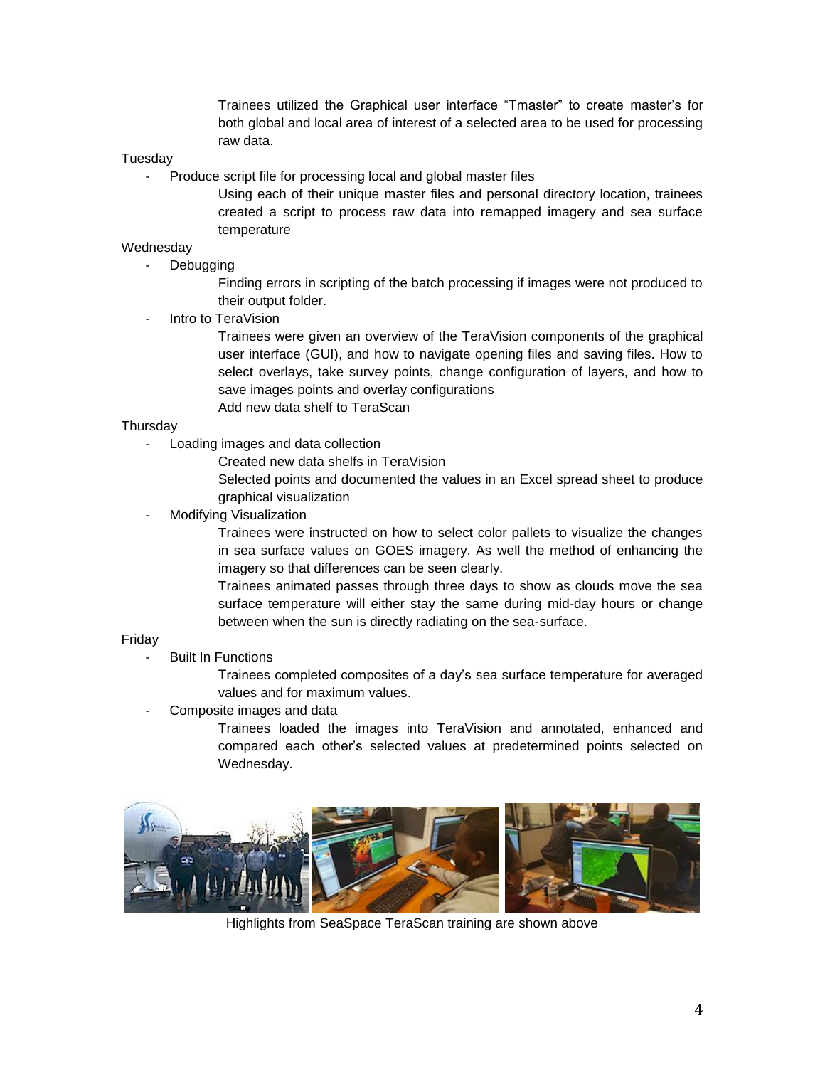Trainees utilized the Graphical user interface "Tmaster" to create master's for both global and local area of interest of a selected area to be used for processing raw data.

Tuesday

- Produce script file for processing local and global master files

  Using each of their unique master files and personal directory location, trainees created a script to process raw data into remapped imagery and sea surface temperature

Wednesday

- Debugging

  Finding errors in scripting of the batch processing if images were not produced to their output folder.

- Intro to TeraVision

  Trainees were given an overview of the TeraVision components of the graphical user interface (GUI), and how to navigate opening files and saving files. How to select overlays, take survey points, change configuration of layers, and how to save images points and overlay configurations

  Add new data shelf to TeraScan

Thursday

- Loading images and data collection

  Created new data shelfs in TeraVision

  Selected points and documented the values in an Excel spread sheet to produce graphical visualization

- Modifying Visualization

  Trainees were instructed on how to select color pallets to visualize the changes in sea surface values on GOES imagery. As well the method of enhancing the imagery so that differences can be seen clearly.

  Trainees animated passes through three days to show as clouds move the sea surface temperature will either stay the same during mid-day hours or change between when the sun is directly radiating on the sea-surface.

Friday

- Built In Functions

  Trainees completed composites of a day's sea surface temperature for averaged values and for maximum values.

- Composite images and data

  Trainees loaded the images into TeraVision and annotated, enhanced and compared each other's selected values at predetermined points selected on Wednesday.

Highlights from SeaSpace TeraScan training are shown above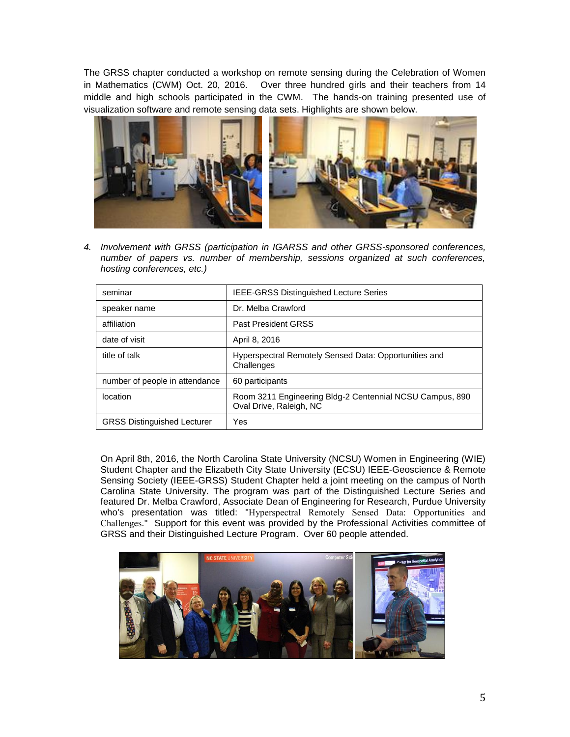The GRSS chapter conducted a workshop on remote sensing during the Celebration of Women in Mathematics (CWM) Oct. 20, 2016. Over three hundred girls and their teachers from 14 middle and high schools participated in the CWM. The hands-on training presented use of visualization software and remote sensing data sets. Highlights are shown below.

4. *Involvement with GRSS (participation in IGARSS and other GRSS-sponsored conferences, number of papers vs. number of membership, sessions organized at such conferences, hosting conferences, etc.)*

| seminar | IEEE-GRSS Distinguished Lecture Series |
|---|---|
| speaker name | Dr. Melba Crawford |
| affiliation | Past President GRSS |
| date of visit | April 8, 2016 |
| title of talk | Hyperspectral Remotely Sensed Data: Opportunities and Challenges |
| number of people in attendance | 60 participants |
| location | Room 3211 Engineering Bldg-2 Centennial NCSU Campus, 890 Oval Drive, Raleigh, NC |
| GRSS Distinguished Lecturer | Yes |

On April 8th, 2016, the North Carolina State University (NCSU) Women in Engineering (WIE) Student Chapter and the Elizabeth City State University (ECSU) IEEE-Geoscience & Remote Sensing Society (IEEE-GRSS) Student Chapter held a joint meeting on the campus of North Carolina State University. The program was part of the Distinguished Lecture Series and featured Dr. Melba Crawford, Associate Dean of Engineering for Research, Purdue University who's presentation was titled: "Hyperspectral Remotely Sensed Data: Opportunities and Challenges." Support for this event was provided by the Professional Activities committee of GRSS and their Distinguished Lecture Program. Over 60 people attended.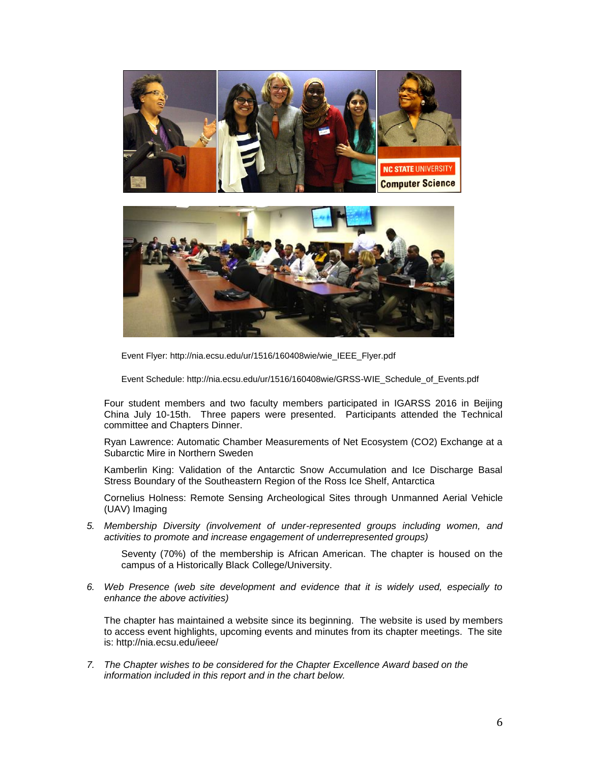Event Flyer: http://nia.ecsu.edu/ur/1516/160408wie/wie_IEEE_Flyer.pdf

Event Schedule: http://nia.ecsu.edu/ur/1516/160408wie/GRSS-WIE_Schedule_of_Events.pdf

Four student members and two faculty members participated in IGARSS 2016 in Beijing China July 10-15th. Three papers were presented. Participants attended the Technical committee and Chapters Dinner.

Ryan Lawrence: Automatic Chamber Measurements of Net Ecosystem ($CO_2$) Exchange at a Subarctic Mire in Northern Sweden

Kamberlin King: Validation of the Antarctic Snow Accumulation and Ice Discharge Basal Stress Boundary of the Southeastern Region of the Ross Ice Shelf, Antarctica

Cornelius Holness: Remote Sensing Archeological Sites through Unmanned Aerial Vehicle (UAV) Imaging

5. *Membership Diversity (involvement of under-represented groups including women, and activities to promote and increase engagement of underrepresented groups)*

   Seventy (70%) of the membership is African American. The chapter is housed on the campus of a Historically Black College/University.

6. *Web Presence (web site development and evidence that it is widely used, especially to enhance the above activities)*

   The chapter has maintained a website since its beginning. The website is used by members to access event highlights, upcoming events and minutes from its chapter meetings. The site is: http://nia.ecsu.edu/ieee/

7. *The Chapter wishes to be considered for the Chapter Excellence Award based on the information included in this report and in the chart below.*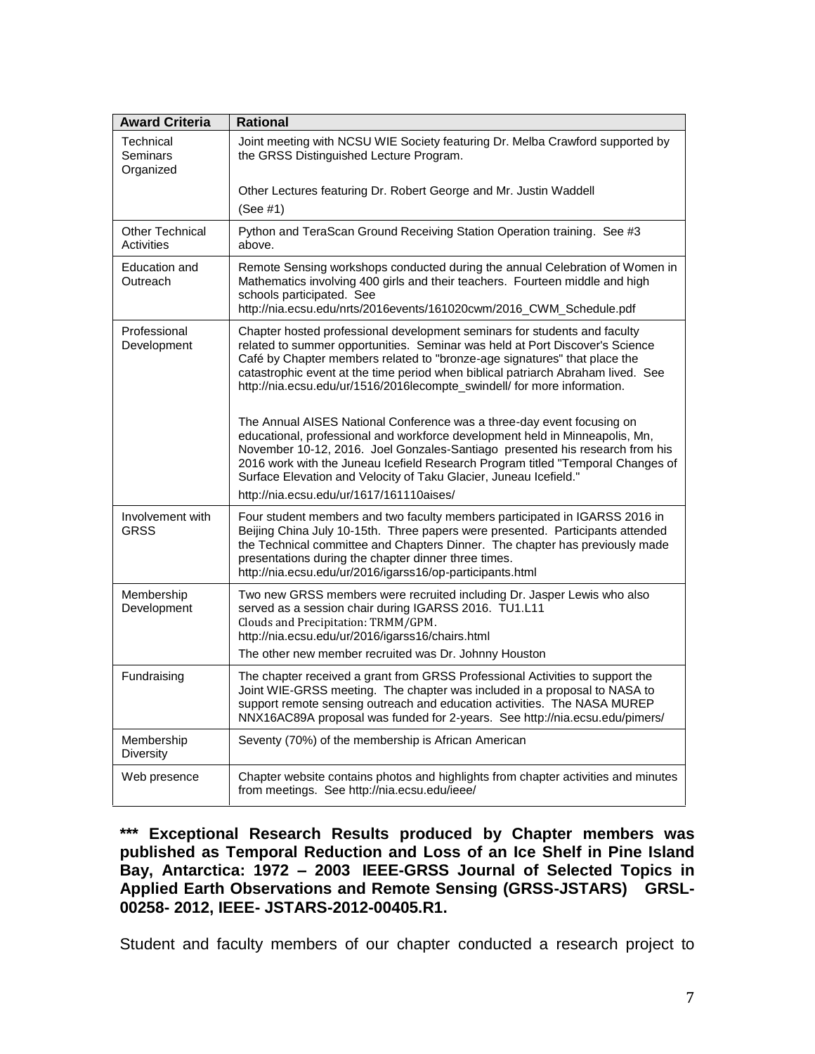| Award Criteria | Rational |
| --- | --- |
| Technical Seminars Organized | Joint meeting with NCSU WIE Society featuring Dr. Melba Crawford supported by the GRSS Distinguished Lecture Program.<br><br>Other Lectures featuring Dr. Robert George and Mr. Justin Waddell<br>(See #1) |
| Other Technical Activities | Python and TeraScan Ground Receiving Station Operation training. See #3 above. |
| Education and Outreach | Remote Sensing workshops conducted during the annual Celebration of Women in Mathematics involving 400 girls and their teachers. Fourteen middle and high schools participated. See http://nia.ecsu.edu/nrts/2016events/161020cwm/2016_CWM_Schedule.pdf |
| Professional Development | Chapter hosted professional development seminars for students and faculty related to summer opportunities. Seminar was held at Port Discover's Science Café by Chapter members related to "bronze-age signatures" that place the catastrophic event at the time period when biblical patriarch Abraham lived. See http://nia.ecsu.edu/ur/1516/2016lecompte_swindell/ for more information.<br><br>The Annual AISES National Conference was a three-day event focusing on educational, professional and workforce development held in Minneapolis, Mn, November 10-12, 2016. Joel Gonzales-Santiago presented his research from his 2016 work with the Juneau Icefield Research Program titled "Temporal Changes of Surface Elevation and Velocity of Taku Glacier, Juneau Icefield."<br>http://nia.ecsu.edu/ur/1617/161110aises/ |
| Involvement with GRSS | Four student members and two faculty members participated in IGARSS 2016 in Beijing China July 10-15th. Three papers were presented. Participants attended the Technical committee and Chapters Dinner. The chapter has previously made presentations during the chapter dinner three times. http://nia.ecsu.edu/ur/2016/igarss16/op-participants.html |
| Membership Development | Two new GRSS members were recruited including Dr. Jasper Lewis who also served as a session chair during IGARSS 2016. TU1.L11<br>Clouds and Precipitation: TRMM/GPM.<br>http://nia.ecsu.edu/ur/2016/igarss16/chairs.html<br>The other new member recruited was Dr. Johnny Houston |
| Fundraising | The chapter received a grant from GRSS Professional Activities to support the Joint WIE-GRSS meeting. The chapter was included in a proposal to NASA to support remote sensing outreach and education activities. The NASA MUREP NNX16AC89A proposal was funded for 2-years. See http://nia.ecsu.edu/pimers/ |
| Membership Diversity | Seventy (70%) of the membership is African American |
| Web presence | Chapter website contains photos and highlights from chapter activities and minutes from meetings. See http://nia.ecsu.edu/ieee/ |

**\*\*\* Exceptional Research Results produced by Chapter members was published as Temporal Reduction and Loss of an Ice Shelf in Pine Island Bay, Antarctica: 1972 – 2003 IEEE-GRSS Journal of Selected Topics in Applied Earth Observations and Remote Sensing (GRSS-JSTARS) GRSL-00258- 2012, IEEE- JSTARS-2012-00405.R1.**

Student and faculty members of our chapter conducted a research project to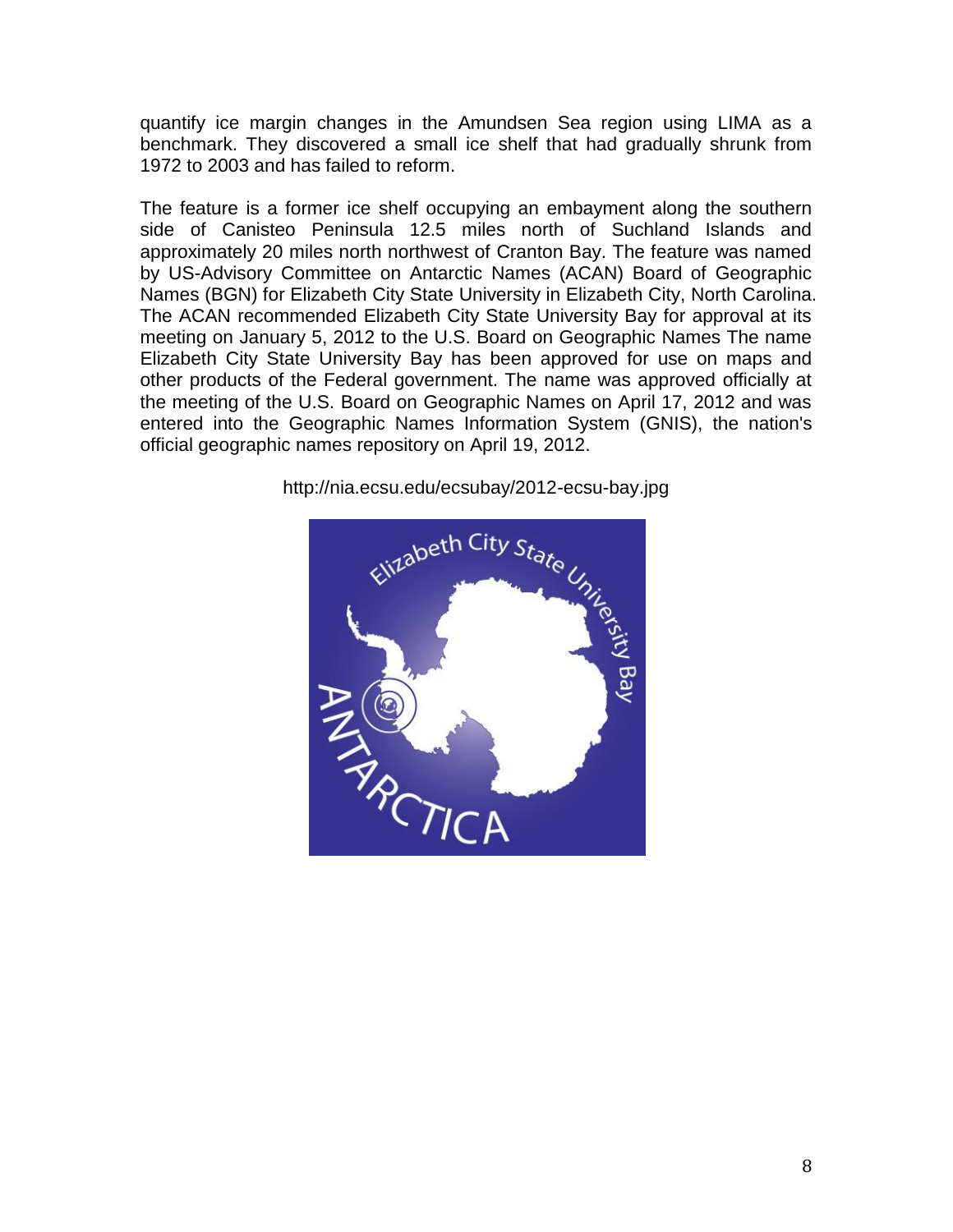quantify ice margin changes in the Amundsen Sea region using LIMA as a benchmark. They discovered a small ice shelf that had gradually shrunk from 1972 to 2003 and has failed to reform.

The feature is a former ice shelf occupying an embayment along the southern side of Canisteo Peninsula 12.5 miles north of Suchland Islands and approximately 20 miles north northwest of Cranton Bay. The feature was named by US-Advisory Committee on Antarctic Names (ACAN) Board of Geographic Names (BGN) for Elizabeth City State University in Elizabeth City, North Carolina. The ACAN recommended Elizabeth City State University Bay for approval at its meeting on January 5, 2012 to the U.S. Board on Geographic Names The name Elizabeth City State University Bay has been approved for use on maps and other products of the Federal government. The name was approved officially at the meeting of the U.S. Board on Geographic Names on April 17, 2012 and was entered into the Geographic Names Information System (GNIS), the nation's official geographic names repository on April 19, 2012.

http://nia.ecsu.edu/ecsubay/2012-ecsu-bay.jpg

Elizabeth City State University Bay

ANTARCTICA